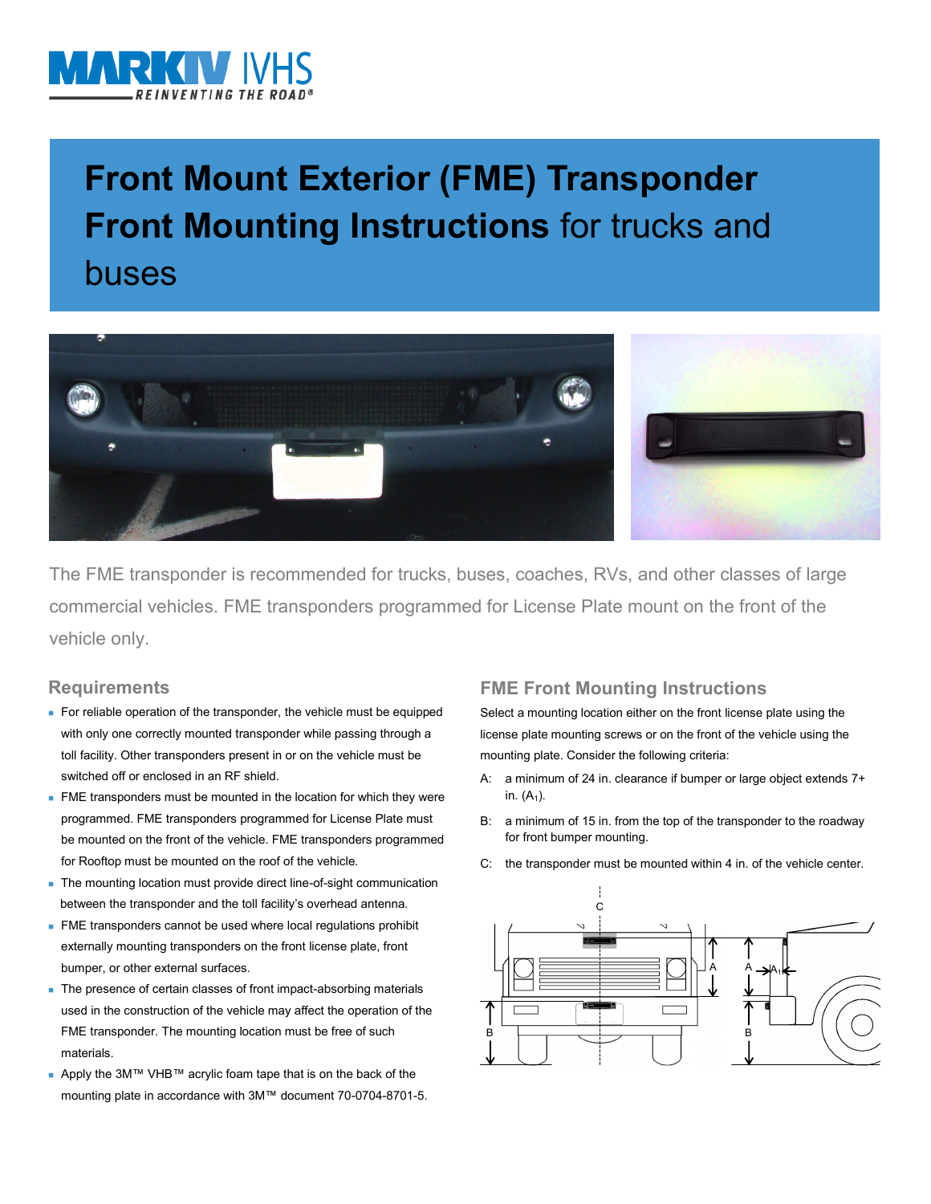# Front Mount Exterior (FME) Transponder Front Mounting Instructions for trucks and buses

The FME transponder is recommended for trucks, buses, coaches, RVs, and other classes of large commercial vehicles. FME transponders programmed for License Plate mount on the front of the vehicle only.

## Requirements

- For reliable operation of the transponder, the vehicle must be equipped with only one correctly mounted transponder while passing through a toll facility. Other transponders present in or on the vehicle must be switched off or enclosed in an RF shield.
- FME transponders must be mounted in the location for which they were programmed. FME transponders programmed for License Plate must be mounted on the front of the vehicle. FME transponders programmed for Rooftop must be mounted on the roof of the vehicle.
- The mounting location must provide direct line-of-sight communication between the transponder and the toll facility's overhead antenna.
- FME transponders cannot be used where local regulations prohibit externally mounting transponders on the front license plate, front bumper, or other external surfaces.
- The presence of certain classes of front impact-absorbing materials used in the construction of the vehicle may affect the operation of the FME transponder. The mounting location must be free of such materials.
- Apply the 3M™ VHB™ acrylic foam tape that is on the back of the mounting plate in accordance with 3M™ document 70-0704-8701-5.

## FME Front Mounting Instructions

Select a mounting location either on the front license plate using the license plate mounting screws or on the front of the vehicle using the mounting plate. Consider the following criteria:

A: a minimum of 24 in. clearance if bumper or large object extends 7+ in. ($A_1$).

B: a minimum of 15 in. from the top of the transponder to the roadway for front bumper mounting.

C: the transponder must be mounted within 4 in. of the vehicle center.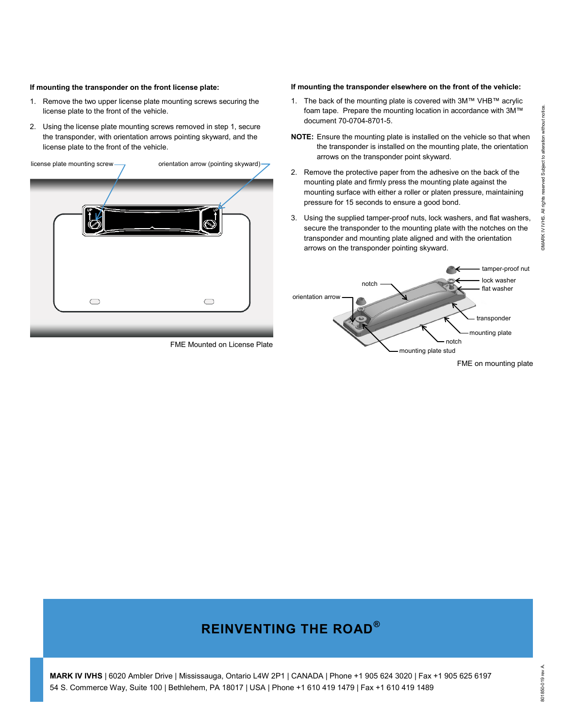**If mounting the transponder on the front license plate:**

1. Remove the two upper license plate mounting screws securing the license plate to the front of the vehicle.
2. Using the license plate mounting screws removed in step 1, secure the transponder, with orientation arrows pointing skyward, and the license plate to the front of the vehicle.

license plate mounting screw

orientation arrow (pointing skyward)

UP

UP

FME Mounted on License Plate

**If mounting the transponder elsewhere on the front of the vehicle:**

1. The back of the mounting plate is covered with 3M™ VHB™ acrylic foam tape. Prepare the mounting location in accordance with 3M™ document 70-0704-8701-5.

**NOTE:** Ensure the mounting plate is installed on the vehicle so that when the transponder is installed on the mounting plate, the orientation arrows on the transponder point skyward.

2. Remove the protective paper from the adhesive on the back of the mounting plate and firmly press the mounting plate against the mounting surface with either a roller or platen pressure, maintaining pressure for 15 seconds to ensure a good bond.
3. Using the supplied tamper-proof nuts, lock washers, and flat washers, secure the transponder to the mounting plate with the notches on the transponder and mounting plate aligned and with the orientation arrows on the transponder pointing skyward.

tamper-proof nut

lock washer

flat washer

notch

orientation arrow

transponder

mounting plate

notch

mounting plate stud

FME on mounting plate

©MARK IV IVHS. All rights reserved Subject to alteration without notice.

**REINVENTING THE ROAD®**

**MARK IV IVHS** | 6020 Ambler Drive | Mississauga, Ontario L4W 2P1 | CANADA | Phone +1 905 624 3020 | Fax +1 905 625 6197
54 S. Commerce Way, Suite 100 | Bethlehem, PA 18017 | USA | Phone +1 610 419 1479 | Fax +1 610 419 1489

801850-019 rev A.